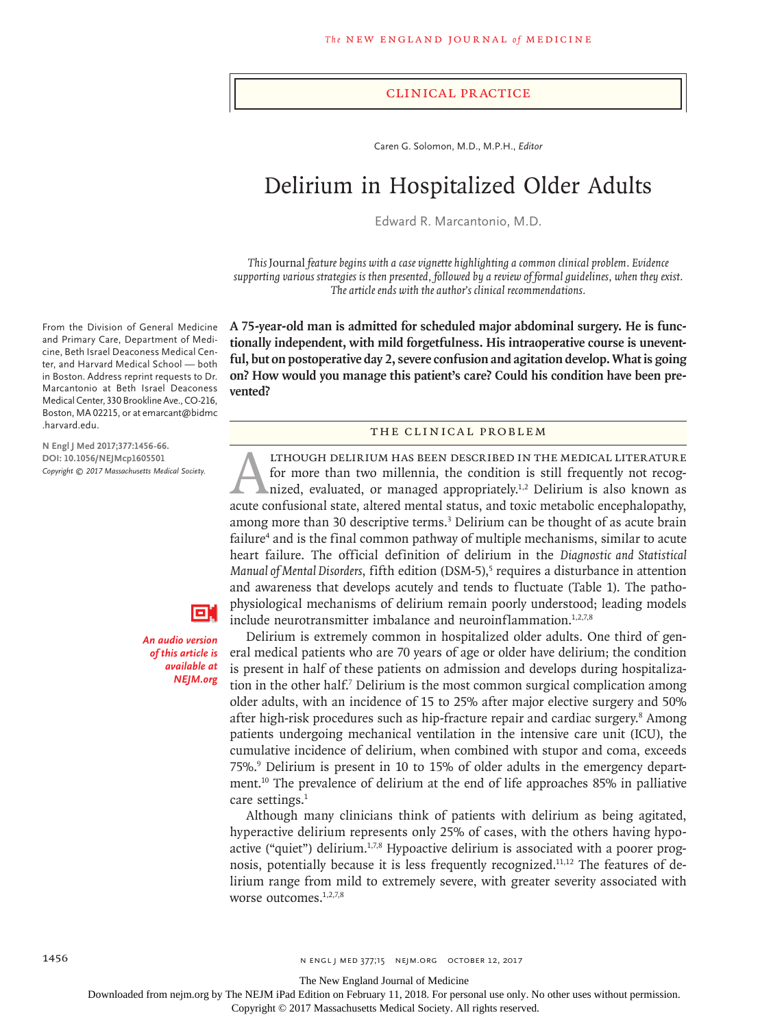CLINICAL PRACTICE

Caren G. Solomon, M.D., M.P.H., *Editor*

# Delirium in Hospitalized Older Adults

Edward R. Marcantonio, M.D.

*This* Journal *feature begins with a case vignette highlighting a common clinical problem. Evidence supporting various strategies is then presented, followed by a review of formal guidelines, when they exist. The article ends with the author's clinical recommendations.*

From the Division of General Medicine and Primary Care, Department of Medicine, Beth Israel Deaconess Medical Center, and Harvard Medical School — both in Boston. Address reprint requests to Dr. Marcantonio at Beth Israel Deaconess Medical Center, 330 Brookline Ave., CO-216, Boston, MA 02215, or at emarcant@bidmc.harvard.edu.

**N Engl J Med 2017;377:1456-66.**
**DOI: 10.1056/NEJMcp1605501**
*Copyright © 2017 Massachusetts Medical Society.*

***An audio version of this article is available at NEJM.org***

**A 75-year-old man is admitted for scheduled major abdominal surgery. He is functionally independent, with mild forgetfulness. His intraoperative course is uneventful, but on postoperative day 2, severe confusion and agitation develop. What is going on? How would you manage this patient's care? Could his condition have been prevented?**

## THE CLINICAL PROBLEM

Although delirium has been described in the medical literature for more than two millennia, the condition is still frequently not recognized, evaluated, or managed appropriately.[1,2] Delirium is also known as acute confusional state, altered mental status, and toxic metabolic encephalopathy, among more than 30 descriptive terms.[3] Delirium can be thought of as acute brain failure[4] and is the final common pathway of multiple mechanisms, similar to acute heart failure. The official definition of delirium in the *Diagnostic and Statistical Manual of Mental Disorders*, fifth edition (DSM-5),[5] requires a disturbance in attention and awareness that develops acutely and tends to fluctuate (Table 1). The pathophysiological mechanisms of delirium remain poorly understood; leading models include neurotransmitter imbalance and neuroinflammation.[1,2,7,8]

Delirium is extremely common in hospitalized older adults. One third of general medical patients who are 70 years of age or older have delirium; the condition is present in half of these patients on admission and develops during hospitalization in the other half.[7] Delirium is the most common surgical complication among older adults, with an incidence of 15 to 25% after major elective surgery and 50% after high-risk procedures such as hip-fracture repair and cardiac surgery.[8] Among patients undergoing mechanical ventilation in the intensive care unit (ICU), the cumulative incidence of delirium, when combined with stupor and coma, exceeds 75%.[9] Delirium is present in 10 to 15% of older adults in the emergency department.[10] The prevalence of delirium at the end of life approaches 85% in palliative care settings.[1]

Although many clinicians think of patients with delirium as being agitated, hyperactive delirium represents only 25% of cases, with the others having hypoactive ("quiet") delirium.[1,7,8] Hypoactive delirium is associated with a poorer prognosis, potentially because it is less frequently recognized.[11,12] The features of delirium range from mild to extremely severe, with greater severity associated with worse outcomes.[1,2,7,8]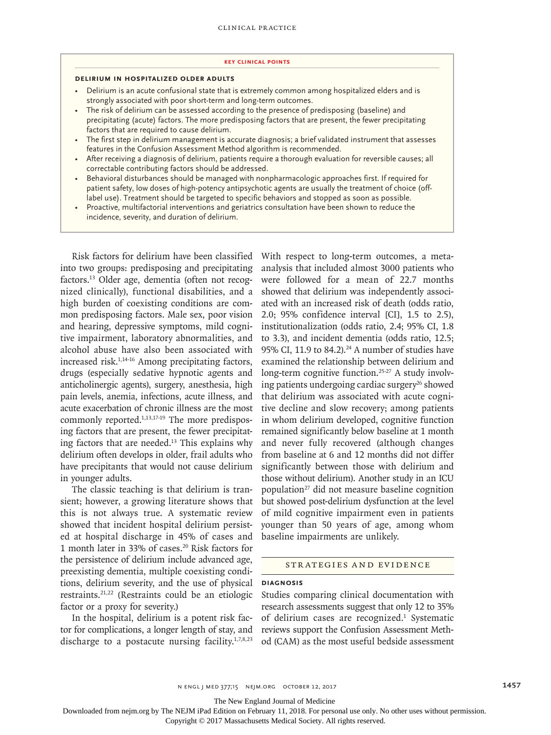## KEY CLINICAL POINTS

### DELIRIUM IN HOSPITALIZED OLDER ADULTS

- Delirium is an acute confusional state that is extremely common among hospitalized elders and is strongly associated with poor short-term and long-term outcomes.
- The risk of delirium can be assessed according to the presence of predisposing (baseline) and precipitating (acute) factors. The more predisposing factors that are present, the fewer precipitating factors that are required to cause delirium.
- The first step in delirium management is accurate diagnosis; a brief validated instrument that assesses features in the Confusion Assessment Method algorithm is recommended.
- After receiving a diagnosis of delirium, patients require a thorough evaluation for reversible causes; all correctable contributing factors should be addressed.
- Behavioral disturbances should be managed with nonpharmacologic approaches first. If required for patient safety, low doses of high-potency antipsychotic agents are usually the treatment of choice (off-label use). Treatment should be targeted to specific behaviors and stopped as soon as possible.
- Proactive, multifactorial interventions and geriatrics consultation have been shown to reduce the incidence, severity, and duration of delirium.

Risk factors for delirium have been classified into two groups: predisposing and precipitating factors.[13] Older age, dementia (often not recognized clinically), functional disabilities, and a high burden of coexisting conditions are common predisposing factors. Male sex, poor vision and hearing, depressive symptoms, mild cognitive impairment, laboratory abnormalities, and alcohol abuse have also been associated with increased risk.[1,14-16] Among precipitating factors, drugs (especially sedative hypnotic agents and anticholinergic agents), surgery, anesthesia, high pain levels, anemia, infections, acute illness, and acute exacerbation of chronic illness are the most commonly reported.[1,13,17-19] The more predisposing factors that are present, the fewer precipitating factors that are needed.[13] This explains why delirium often develops in older, frail adults who have precipitants that would not cause delirium in younger adults.

The classic teaching is that delirium is transient; however, a growing literature shows that this is not always true. A systematic review showed that incident hospital delirium persisted at hospital discharge in 45% of cases and 1 month later in 33% of cases.[20] Risk factors for the persistence of delirium include advanced age, preexisting dementia, multiple coexisting conditions, delirium severity, and the use of physical restraints.[21,22] (Restraints could be an etiologic factor or a proxy for severity.)

In the hospital, delirium is a potent risk factor for complications, a longer length of stay, and discharge to a postacute nursing facility.[1,7,8,23] With respect to long-term outcomes, a meta-analysis that included almost 3000 patients who were followed for a mean of 22.7 months showed that delirium was independently associated with an increased risk of death (odds ratio, 2.0; 95% confidence interval [CI], 1.5 to 2.5), institutionalization (odds ratio, 2.4; 95% CI, 1.8 to 3.3), and incident dementia (odds ratio, 12.5; 95% CI, 11.9 to 84.2).[24] A number of studies have examined the relationship between delirium and long-term cognitive function.[25-27] A study involving patients undergoing cardiac surgery[26] showed that delirium was associated with acute cognitive decline and slow recovery; among patients in whom delirium developed, cognitive function remained significantly below baseline at 1 month and never fully recovered (although changes from baseline at 6 and 12 months did not differ significantly between those with delirium and those without delirium). Another study in an ICU population[27] did not measure baseline cognition but showed post-delirium dysfunction at the level of mild cognitive impairment even in patients younger than 50 years of age, among whom baseline impairments are unlikely.

## STRATEGIES AND EVIDENCE

### DIAGNOSIS

Studies comparing clinical documentation with research assessments suggest that only 12 to 35% of delirium cases are recognized.[1] Systematic reviews support the Confusion Assessment Method (CAM) as the most useful bedside assessment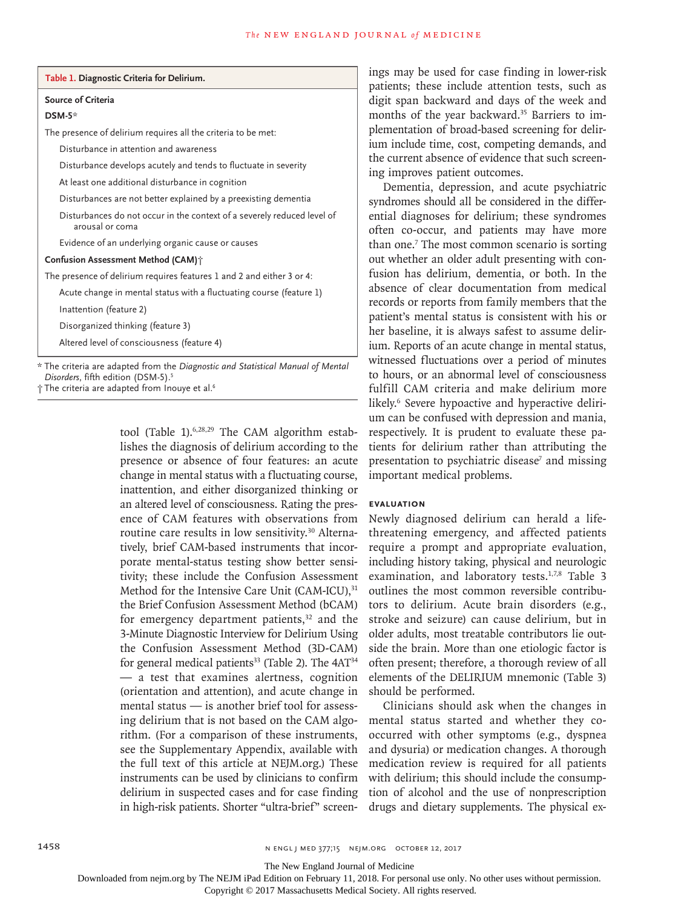**Table 1. Diagnostic Criteria for Delirium.**

| Source of Criteria |
|---|
| **DSM-5*** |
| The presence of delirium requires all the criteria to be met: |
| Disturbance in attention and awareness |
| Disturbance develops acutely and tends to fluctuate in severity |
| At least one additional disturbance in cognition |
| Disturbances are not better explained by a preexisting dementia |
| Disturbances do not occur in the context of a severely reduced level of arousal or coma |
| Evidence of an underlying organic cause or causes |
| **Confusion Assessment Method (CAM)†** |
| The presence of delirium requires features 1 and 2 and either 3 or 4: |
| Acute change in mental status with a fluctuating course (feature 1) |
| Inattention (feature 2) |
| Disorganized thinking (feature 3) |
| Altered level of consciousness (feature 4) |

\* The criteria are adapted from the *Diagnostic and Statistical Manual of Mental Disorders*, fifth edition (DSM-5).[5]

† The criteria are adapted from Inouye et al.[6]

tool (Table 1).[6,28,29] The CAM algorithm establishes the diagnosis of delirium according to the presence or absence of four features: an acute change in mental status with a fluctuating course, inattention, and either disorganized thinking or an altered level of consciousness. Rating the presence of CAM features with observations from routine care results in low sensitivity.[30] Alternatively, brief CAM-based instruments that incorporate mental-status testing show better sensitivity; these include the Confusion Assessment Method for the Intensive Care Unit (CAM-ICU),[31] the Brief Confusion Assessment Method (bCAM) for emergency department patients,[32] and the 3-Minute Diagnostic Interview for Delirium Using the Confusion Assessment Method (3D-CAM) for general medical patients[33] (Table 2). The 4AT[34] — a test that examines alertness, cognition (orientation and attention), and acute change in mental status — is another brief tool for assessing delirium that is not based on the CAM algorithm. (For a comparison of these instruments, see the Supplementary Appendix, available with the full text of this article at NEJM.org.) These instruments can be used by clinicians to confirm delirium in suspected cases and for case finding in high-risk patients. Shorter "ultra-brief" screenings may be used for case finding in lower-risk patients; these include attention tests, such as digit span backward and days of the week and months of the year backward.[35] Barriers to implementation of broad-based screening for delirium include time, cost, competing demands, and the current absence of evidence that such screening improves patient outcomes.

Dementia, depression, and acute psychiatric syndromes should all be considered in the differential diagnoses for delirium; these syndromes often co-occur, and patients may have more than one.[7] The most common scenario is sorting out whether an older adult presenting with confusion has delirium, dementia, or both. In the absence of clear documentation from medical records or reports from family members that the patient's mental status is consistent with his or her baseline, it is always safest to assume delirium. Reports of an acute change in mental status, witnessed fluctuations over a period of minutes to hours, or an abnormal level of consciousness fulfill CAM criteria and make delirium more likely.[6] Severe hypoactive and hyperactive delirium can be confused with depression and mania, respectively. It is prudent to evaluate these patients for delirium rather than attributing the presentation to psychiatric disease[7] and missing important medical problems.

## EVALUATION

Newly diagnosed delirium can herald a life-threatening emergency, and affected patients require a prompt and appropriate evaluation, including history taking, physical and neurologic examination, and laboratory tests.[1,7,8] Table 3 outlines the most common reversible contributors to delirium. Acute brain disorders (e.g., stroke and seizure) can cause delirium, but in older adults, most treatable contributors lie outside the brain. More than one etiologic factor is often present; therefore, a thorough review of all elements of the DELIRIUM mnemonic (Table 3) should be performed.

Clinicians should ask when the changes in mental status started and whether they co-occurred with other symptoms (e.g., dyspnea and dysuria) or medication changes. A thorough medication review is required for all patients with delirium; this should include the consumption of alcohol and the use of nonprescription drugs and dietary supplements. The physical ex-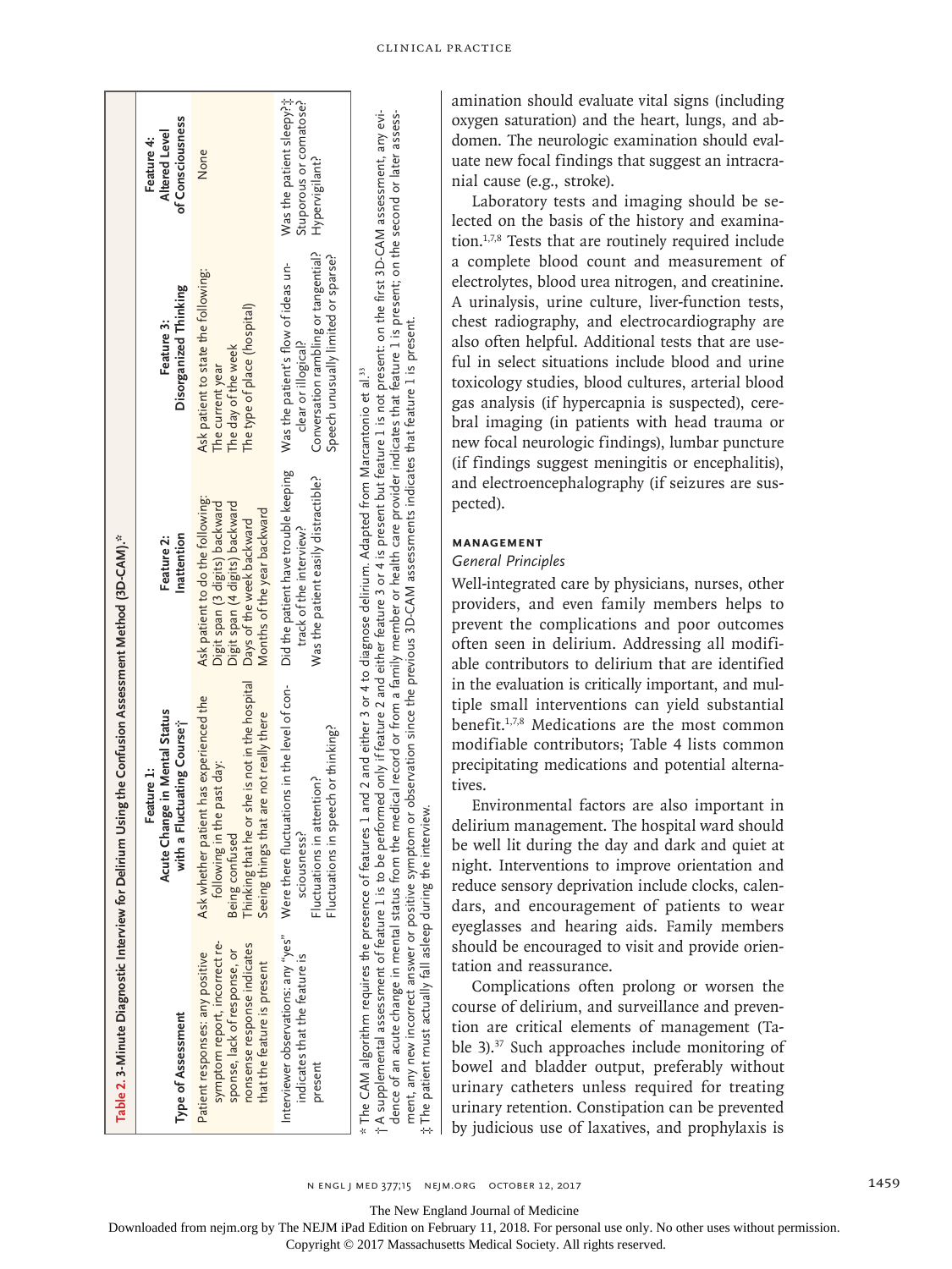**Table 2. 3-Minute Diagnostic Interview for Delirium Using the Confusion Assessment Method (3D-CAM).***

| Type of Assessment | Feature 1: Acute Change in Mental Status with a Fluctuating Course† | Feature 2: Inattention | Feature 3: Disorganized Thinking | Feature 4: Altered Level of Consciousness |
|---|---|---|---|---|
| Patient responses: any positive symptom report, incorrect response, lack of response, or nonsense response indicates that the feature is present | Ask whether patient has experienced the following in the past day:<br>Being confused<br>Thinking that he or she is not in the hospital<br>Seeing things that are not really there | Ask patient to do the following:<br>Digit span (3 digits) backward<br>Digit span (4 digits) backward<br>Days of the week backward<br>Months of the year backward | Ask patient to state the following:<br>The current year<br>The day of the week<br>The type of place (hospital) | None |
| Interviewer observations: any "yes" indicates that the feature is present | Were there fluctuations in the level of consciousness?<br>Fluctuations in attention?<br>Fluctuations in speech or thinking? | Did the patient have trouble keeping track of the interview?<br>Was the patient easily distractible? | Was the patient's flow of ideas unclear or illogical?<br>Conversation rambling or tangential?<br>Speech unusually limited or sparse? | Was the patient sleepy?‡<br>Stuporous or comatose?<br>Hypervigilant? |

\* The CAM algorithm requires the presence of features 1 and 2 and either 3 or 4 to diagnose delirium. Adapted from Marcantonio et al.[33]

† A supplemental assessment of feature 1 is to be performed only if feature 2 and either feature 3 or 4 is present but feature 1 is not present: on the first 3D-CAM assessment, any evidence of an acute change in mental status from the medical record or from a family member or health care provider indicates that feature 1 is present; on the second or later assessment, any new incorrect answer or positive symptom or observation since the previous 3D-CAM assessments indicates that feature 1 is present.

‡ The patient must actually fall asleep during the interview.

amination should evaluate vital signs (including oxygen saturation) and the heart, lungs, and abdomen. The neurologic examination should evaluate new focal findings that suggest an intracranial cause (e.g., stroke).

Laboratory tests and imaging should be selected on the basis of the history and examination.[1,7,8] Tests that are routinely required include a complete blood count and measurement of electrolytes, blood urea nitrogen, and creatinine. A urinalysis, urine culture, liver-function tests, chest radiography, and electrocardiography are also often helpful. Additional tests that are useful in select situations include blood and urine toxicology studies, blood cultures, arterial blood gas analysis (if hypercapnia is suspected), cerebral imaging (in patients with head trauma or new focal neurologic findings), lumbar puncture (if findings suggest meningitis or encephalitis), and electroencephalography (if seizures are suspected).

## MANAGEMENT

### *General Principles*

Well-integrated care by physicians, nurses, other providers, and even family members helps to prevent the complications and poor outcomes often seen in delirium. Addressing all modifiable contributors to delirium that are identified in the evaluation is critically important, and multiple small interventions can yield substantial benefit.[1,7,8] Medications are the most common modifiable contributors; Table 4 lists common precipitating medications and potential alternatives.

Environmental factors are also important in delirium management. The hospital ward should be well lit during the day and dark and quiet at night. Interventions to improve orientation and reduce sensory deprivation include clocks, calendars, and encouragement of patients to wear eyeglasses and hearing aids. Family members should be encouraged to visit and provide orientation and reassurance.

Complications often prolong or worsen the course of delirium, and surveillance and prevention are critical elements of management (Table 3).[37] Such approaches include monitoring of bowel and bladder output, preferably without urinary catheters unless required for treating urinary retention. Constipation can be prevented by judicious use of laxatives, and prophylaxis is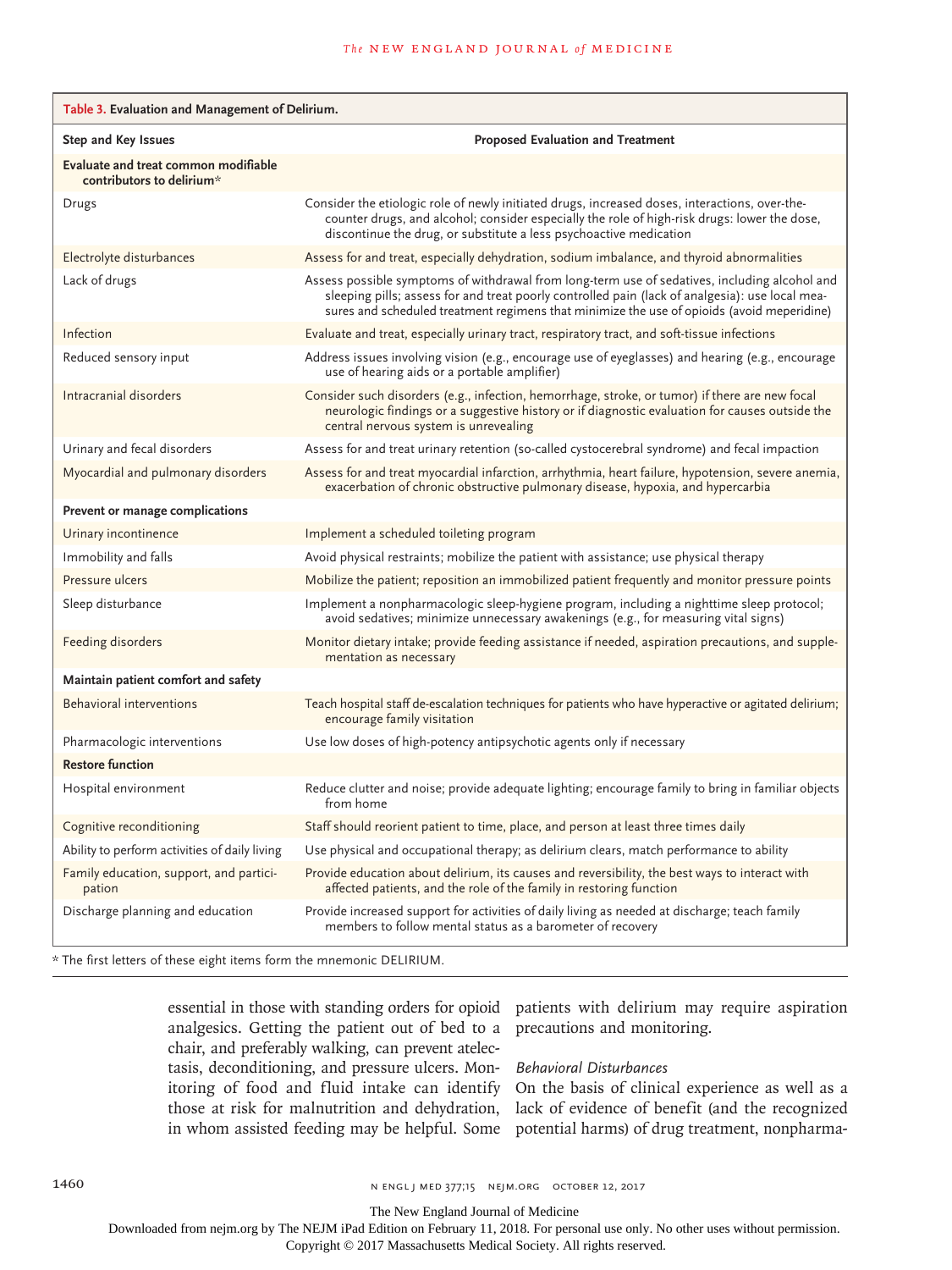**Table 3. Evaluation and Management of Delirium.**

| Step and Key Issues | Proposed Evaluation and Treatment |
|---|---|
| **Evaluate and treat common modifiable contributors to delirium*** | |
| Drugs | Consider the etiologic role of newly initiated drugs, increased doses, interactions, over-the-counter drugs, and alcohol; consider especially the role of high-risk drugs: lower the dose, discontinue the drug, or substitute a less psychoactive medication |
| Electrolyte disturbances | Assess for and treat, especially dehydration, sodium imbalance, and thyroid abnormalities |
| Lack of drugs | Assess possible symptoms of withdrawal from long-term use of sedatives, including alcohol and sleeping pills; assess for and treat poorly controlled pain (lack of analgesia): use local measures and scheduled treatment regimens that minimize the use of opioids (avoid meperidine) |
| Infection | Evaluate and treat, especially urinary tract, respiratory tract, and soft-tissue infections |
| Reduced sensory input | Address issues involving vision (e.g., encourage use of eyeglasses) and hearing (e.g., encourage use of hearing aids or a portable amplifier) |
| Intracranial disorders | Consider such disorders (e.g., infection, hemorrhage, stroke, or tumor) if there are new focal neurologic findings or a suggestive history or if diagnostic evaluation for causes outside the central nervous system is unrevealing |
| Urinary and fecal disorders | Assess for and treat urinary retention (so-called cystocerebral syndrome) and fecal impaction |
| Myocardial and pulmonary disorders | Assess for and treat myocardial infarction, arrhythmia, heart failure, hypotension, severe anemia, exacerbation of chronic obstructive pulmonary disease, hypoxia, and hypercarbia |
| **Prevent or manage complications** | |
| Urinary incontinence | Implement a scheduled toileting program |
| Immobility and falls | Avoid physical restraints; mobilize the patient with assistance; use physical therapy |
| Pressure ulcers | Mobilize the patient; reposition an immobilized patient frequently and monitor pressure points |
| Sleep disturbance | Implement a nonpharmacologic sleep-hygiene program, including a nighttime sleep protocol; avoid sedatives; minimize unnecessary awakenings (e.g., for measuring vital signs) |
| Feeding disorders | Monitor dietary intake; provide feeding assistance if needed, aspiration precautions, and supplementation as necessary |
| **Maintain patient comfort and safety** | |
| Behavioral interventions | Teach hospital staff de-escalation techniques for patients who have hyperactive or agitated delirium; encourage family visitation |
| Pharmacologic interventions | Use low doses of high-potency antipsychotic agents only if necessary |
| **Restore function** | |
| Hospital environment | Reduce clutter and noise; provide adequate lighting; encourage family to bring in familiar objects from home |
| Cognitive reconditioning | Staff should reorient patient to time, place, and person at least three times daily |
| Ability to perform activities of daily living | Use physical and occupational therapy; as delirium clears, match performance to ability |
| Family education, support, and participation | Provide education about delirium, its causes and reversibility, the best ways to interact with affected patients, and the role of the family in restoring function |
| Discharge planning and education | Provide increased support for activities of daily living as needed at discharge; teach family members to follow mental status as a barometer of recovery |

\* The first letters of these eight items form the mnemonic DELIRIUM.

essential in those with standing orders for opioid analgesics. Getting the patient out of bed to a chair, and preferably walking, can prevent atelectasis, deconditioning, and pressure ulcers. Monitoring of food and fluid intake can identify those at risk for malnutrition and dehydration, in whom assisted feeding may be helpful. Some patients with delirium may require aspiration precautions and monitoring.

### *Behavioral Disturbances*

On the basis of clinical experience as well as a lack of evidence of benefit (and the recognized potential harms) of drug treatment, nonpharma-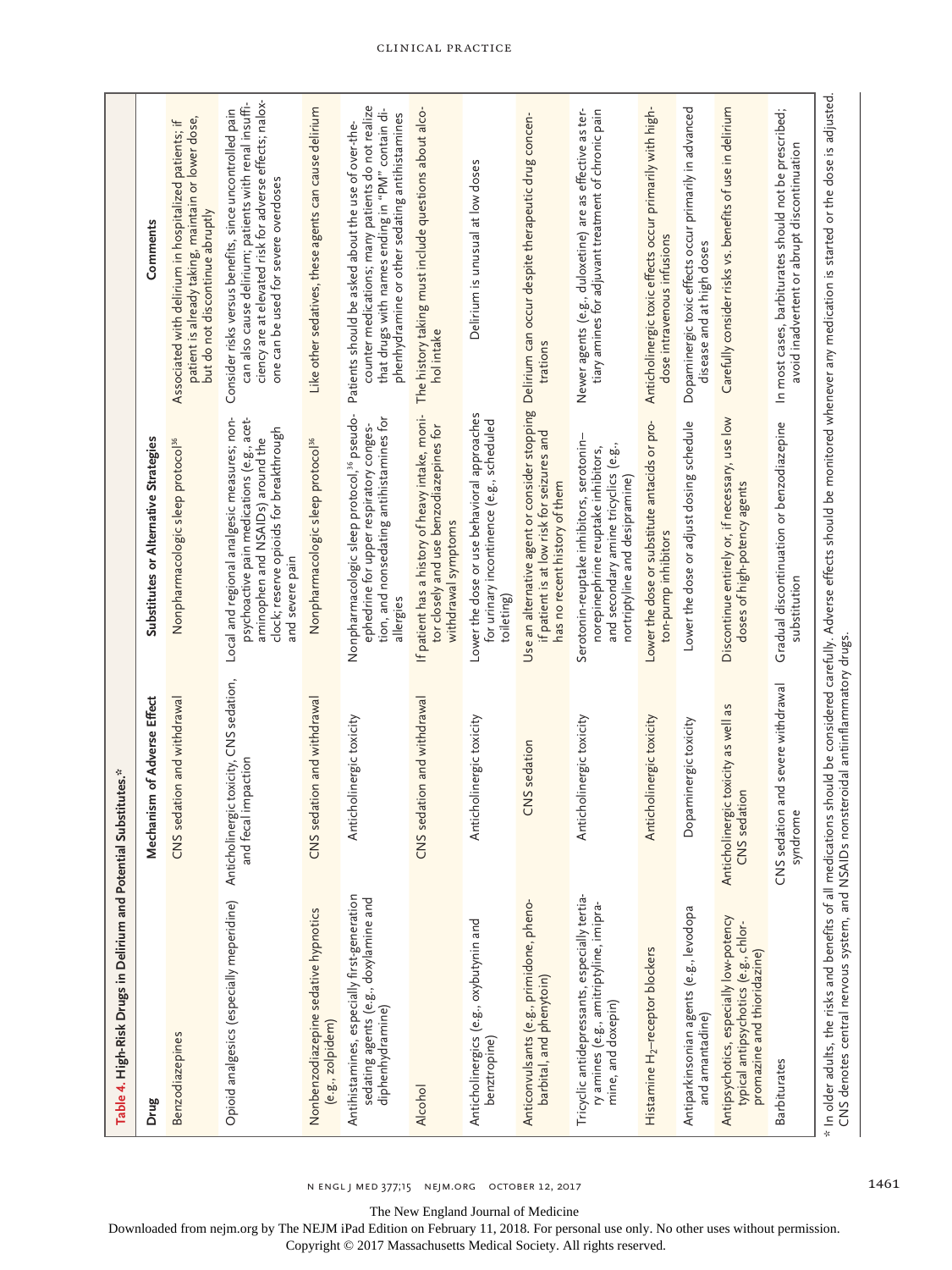**Table 4. High-Risk Drugs in Delirium and Potential Substitutes.***

| Drug | Mechanism of Adverse Effect | Substitutes or Alternative Strategies | Comments |
|---|---|---|---|
| Benzodiazepines | CNS sedation and withdrawal | Nonpharmacologic sleep protocol[36] | Associated with delirium in hospitalized patients; if patient is already taking, maintain or lower dose, but do not discontinue abruptly |
| Opioid analgesics (especially meperidine) | Anticholinergic toxicity, CNS sedation, and fecal impaction | Local and regional analgesic measures; nonpsychoactive pain medications (e.g., acetaminophen and NSAIDs) around the clock; reserve opioids for breakthrough and severe pain | Consider risks versus benefits, since uncontrolled pain can also cause delirium; patients with renal insufficiency are at elevated risk for adverse effects; naloxone can be used for severe overdoses |
| Nonbenzodiazepine sedative hypnotics (e.g., zolpidem) | CNS sedation and withdrawal | Nonpharmacologic sleep protocol[36] | Like other sedatives, these agents can cause delirium |
| Antihistamines, especially first-generation sedating agents (e.g., doxylamine and diphenhydramine) | Anticholinergic toxicity | Nonpharmacologic sleep protocol,[36] pseudoephedrine for upper respiratory congestion, and nonsedating antihistamines for allergies | Patients should be asked about the use of over-the-counter medications; many patients do not realize that drugs with names ending in "PM" contain diphenhydramine or other sedating antihistamines |
| Alcohol | CNS sedation and withdrawal | If patient has a history of heavy intake, monitor closely and use benzodiazepines for withdrawal symptoms | The history taking must include questions about alcohol intake |
| Anticholinergics (e.g., oxybutynin and benztropine) | Anticholinergic toxicity | Lower the dose or use behavioral approaches for urinary incontinence (e.g., scheduled toileting) | Delirium is unusual at low doses |
| Anticonvulsants (e.g., primidone, phenobarbital, and phenytoin) | CNS sedation | Use an alternative agent or consider stopping if patient is at low risk for seizures and has no recent history of them | Delirium can occur despite therapeutic drug concentrations |
| Tricyclic antidepressants, especially tertiary amines (e.g., amitriptyline, imipramine, and doxepin) | Anticholinergic toxicity | Serotonin-reuptake inhibitors, serotonin–norepinephrine reuptake inhibitors, and secondary amine tricyclics (e.g., nortriptyline and desipramine) | Newer agents (e.g., duloxetine) are as effective as tertiary amines for adjuvant treatment of chronic pain |
| Histamine $H_2$–receptor blockers | Anticholinergic toxicity | Lower the dose or substitute antacids or proton-pump inhibitors | Anticholinergic toxic effects occur primarily with high-dose intravenous infusions |
| Antiparkinsonian agents (e.g., levodopa and amantadine) | Dopaminergic toxicity | Lower the dose or adjust dosing schedule | Dopaminergic toxic effects occur primarily in advanced disease and at high doses |
| Antipsychotics, especially low-potency typical antipsychotics (e.g., chlorpromazine and thioridazine) | Anticholinergic toxicity as well as CNS sedation | Discontinue entirely or, if necessary, use low doses of high-potency agents | Carefully consider risks vs. benefits of use in delirium |
| Barbiturates | CNS sedation and severe withdrawal syndrome | Gradual discontinuation or benzodiazepine substitution | In most cases, barbiturates should not be prescribed; avoid inadvertent or abrupt discontinuation |

* In older adults, the risks and benefits of all medications should be considered carefully. Adverse effects should be monitored whenever any medication is started or the dose is adjusted. CNS denotes central nervous system, and NSAIDs nonsteroidal antiinflammatory drugs.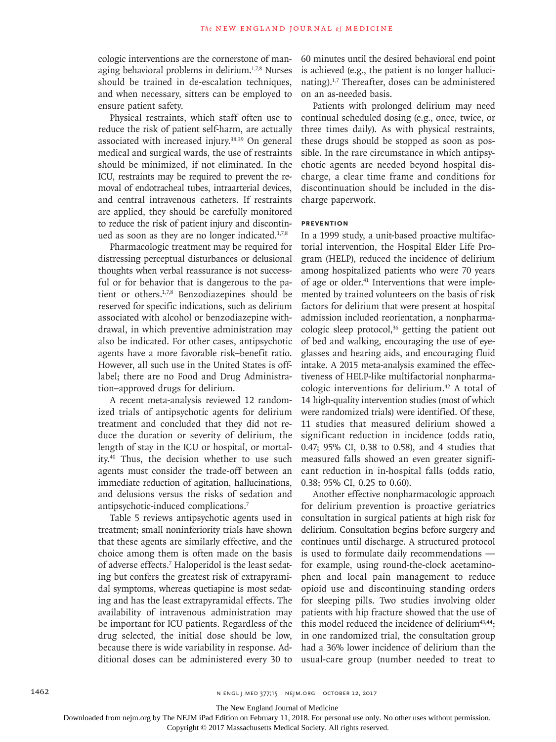cologic interventions are the cornerstone of managing behavioral problems in delirium.[1,7,8] Nurses should be trained in de-escalation techniques, and when necessary, sitters can be employed to ensure patient safety.

Physical restraints, which staff often use to reduce the risk of patient self-harm, are actually associated with increased injury.[38,39] On general medical and surgical wards, the use of restraints should be minimized, if not eliminated. In the ICU, restraints may be required to prevent the removal of endotracheal tubes, intraarterial devices, and central intravenous catheters. If restraints are applied, they should be carefully monitored to reduce the risk of patient injury and discontinued as soon as they are no longer indicated.[1,7,8]

Pharmacologic treatment may be required for distressing perceptual disturbances or delusional thoughts when verbal reassurance is not successful or for behavior that is dangerous to the patient or others.[1,7,8] Benzodiazepines should be reserved for specific indications, such as delirium associated with alcohol or benzodiazepine withdrawal, in which preventive administration may also be indicated. For other cases, antipsychotic agents have a more favorable risk–benefit ratio. However, all such use in the United States is off-label; there are no Food and Drug Administration–approved drugs for delirium.

A recent meta-analysis reviewed 12 randomized trials of antipsychotic agents for delirium treatment and concluded that they did not reduce the duration or severity of delirium, the length of stay in the ICU or hospital, or mortality.[40] Thus, the decision whether to use such agents must consider the trade-off between an immediate reduction of agitation, hallucinations, and delusions versus the risks of sedation and antipsychotic-induced complications.[7]

Table 5 reviews antipsychotic agents used in treatment; small noninferiority trials have shown that these agents are similarly effective, and the choice among them is often made on the basis of adverse effects.[7] Haloperidol is the least sedating but confers the greatest risk of extrapyramidal symptoms, whereas quetiapine is most sedating and has the least extrapyramidal effects. The availability of intravenous administration may be important for ICU patients. Regardless of the drug selected, the initial dose should be low, because there is wide variability in response. Additional doses can be administered every 30 to 60 minutes until the desired behavioral end point is achieved (e.g., the patient is no longer hallucinating).[1,7] Thereafter, doses can be administered on an as-needed basis.

Patients with prolonged delirium may need continual scheduled dosing (e.g., once, twice, or three times daily). As with physical restraints, these drugs should be stopped as soon as possible. In the rare circumstance in which antipsychotic agents are needed beyond hospital discharge, a clear time frame and conditions for discontinuation should be included in the discharge paperwork.

## PREVENTION

In a 1999 study, a unit-based proactive multifactorial intervention, the Hospital Elder Life Program (HELP), reduced the incidence of delirium among hospitalized patients who were 70 years of age or older.[41] Interventions that were implemented by trained volunteers on the basis of risk factors for delirium that were present at hospital admission included reorientation, a nonpharmacologic sleep protocol,[36] getting the patient out of bed and walking, encouraging the use of eyeglasses and hearing aids, and encouraging fluid intake. A 2015 meta-analysis examined the effectiveness of HELP-like multifactorial nonpharmacologic interventions for delirium.[42] A total of 14 high-quality intervention studies (most of which were randomized trials) were identified. Of these, 11 studies that measured delirium showed a significant reduction in incidence (odds ratio, 0.47; 95% CI, 0.38 to 0.58), and 4 studies that measured falls showed an even greater significant reduction in in-hospital falls (odds ratio, 0.38; 95% CI, 0.25 to 0.60).

Another effective nonpharmacologic approach for delirium prevention is proactive geriatrics consultation in surgical patients at high risk for delirium. Consultation begins before surgery and continues until discharge. A structured protocol is used to formulate daily recommendations — for example, using round-the-clock acetaminophen and local pain management to reduce opioid use and discontinuing standing orders for sleeping pills. Two studies involving older patients with hip fracture showed that the use of this model reduced the incidence of delirium[43,44]; in one randomized trial, the consultation group had a 36% lower incidence of delirium than the usual-care group (number needed to treat to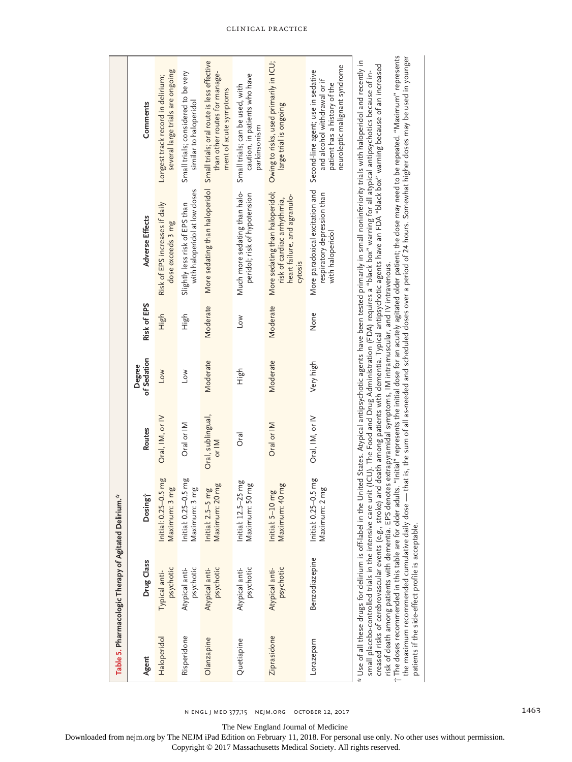**Table 5. Pharmacologic Therapy of Agitated Delirium.***

| Agent | Drug Class | Dosing† | Routes | Degree of Sedation | Risk of EPS | Adverse Effects | Comments |
|---|---|---|---|---|---|---|---|
| Haloperidol | Typical antipsychotic | Initial: 0.25–0.5 mg<br>Maximum: 3 mg | Oral, IM, or IV | Low | High | Risk of EPS increases if daily dose exceeds 3 mg | Longest track record in delirium; several large trials are ongoing |
| Risperidone | Atypical antipsychotic | Initial: 0.25–0.5 mg<br>Maximum: 3 mg | Oral or IM | Low | High | Slightly less risk of EPS than with haloperidol at low doses | Small trials; considered to be very similar to haloperidol |
| Olanzapine | Atypical antipsychotic | Initial: 2.5–5 mg<br>Maximum: 20 mg | Oral, sublingual, or IM | Moderate | Moderate | More sedating than haloperidol | Small trials; oral route is less effective than other routes for management of acute symptoms |
| Quetiapine | Atypical antipsychotic | Initial: 12.5–25 mg<br>Maximum: 50 mg | Oral | High | Low | Much more sedating than haloperidol; risk of hypotension | Small trials; can be used, with caution, in patients who have parkinsonism |
| Ziprasidone | Atypical antipsychotic | Initial: 5–10 mg<br>Maximum: 40 mg | Oral or IM | Moderate | Moderate | More sedating than haloperidol; risk of cardiac arrhythmia, heart failure, and agranulocytosis | Owing to risks, used primarily in ICU; large trial is ongoing |
| Lorazepam | Benzodiazepine | Initial: 0.25–0.5 mg<br>Maximum: 2 mg | Oral, IM, or IV | Very high | None | More paradoxical excitation and respiratory depression than with haloperidol | Second-line agent; use in sedative and alcohol withdrawal or if patient has a history of the neuroleptic malignant syndrome |

\* Use of all these drugs for delirium is off-label in the United States. Atypical antipsychotic agents have been tested primarily in small noninferiority trials with haloperidol and recently in small placebo-controlled trials in the intensive care unit (ICU). The Food and Drug Administration (FDA) requires a "black box" warning for all atypical antipsychotics because of increased risks of cerebrovascular events (e.g., stroke) and death among patients with dementia. Typical antipsychotic agents have an FDA "black box" warning because of an increased risk of death among patients with dementia. EPS denotes extrapyramidal symptoms, IM intramuscular, and IV intravenous.

† The doses recommended in this table are for older adults. "Initial" represents the initial dose for an acutely agitated older patient; the dose may need to be repeated. "Maximum" represents the maximum recommended cumulative daily dose — that is, the sum of all as-needed and scheduled doses over a period of 24 hours. Somewhat higher doses may be used in younger patients if the side-effect profile is acceptable.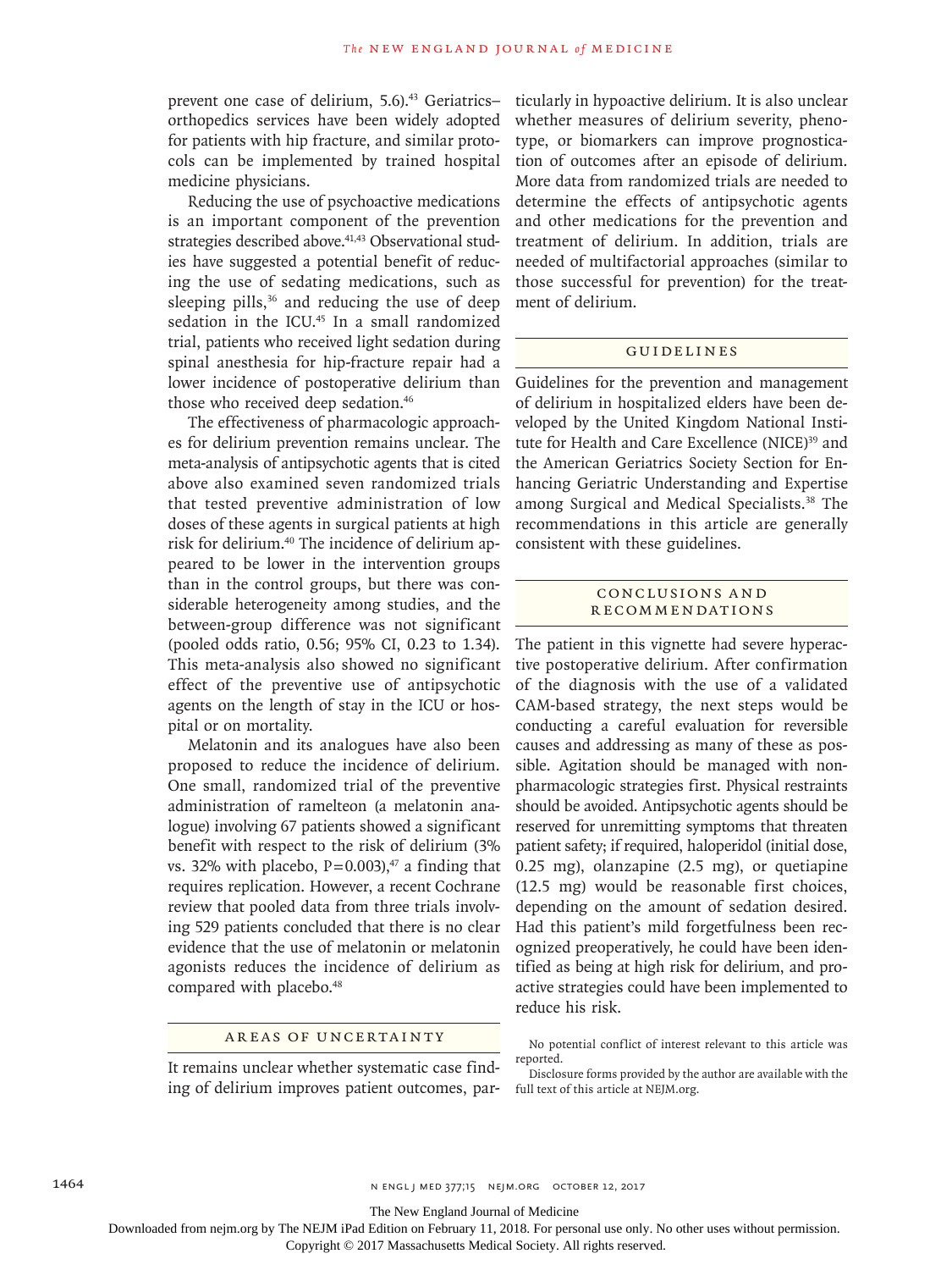prevent one case of delirium, 5.6).[43] Geriatrics–orthopedics services have been widely adopted for patients with hip fracture, and similar protocols can be implemented by trained hospital medicine physicians.

Reducing the use of psychoactive medications is an important component of the prevention strategies described above.[41,43] Observational studies have suggested a potential benefit of reducing the use of sedating medications, such as sleeping pills,[36] and reducing the use of deep sedation in the ICU.[45] In a small randomized trial, patients who received light sedation during spinal anesthesia for hip-fracture repair had a lower incidence of postoperative delirium than those who received deep sedation.[46]

The effectiveness of pharmacologic approaches for delirium prevention remains unclear. The meta-analysis of antipsychotic agents that is cited above also examined seven randomized trials that tested preventive administration of low doses of these agents in surgical patients at high risk for delirium.[40] The incidence of delirium appeared to be lower in the intervention groups than in the control groups, but there was considerable heterogeneity among studies, and the between-group difference was not significant (pooled odds ratio, 0.56; 95% CI, 0.23 to 1.34). This meta-analysis also showed no significant effect of the preventive use of antipsychotic agents on the length of stay in the ICU or hospital or on mortality.

Melatonin and its analogues have also been proposed to reduce the incidence of delirium. One small, randomized trial of the preventive administration of ramelteon (a melatonin analogue) involving 67 patients showed a significant benefit with respect to the risk of delirium (3% vs. 32% with placebo, P=0.003),[47] a finding that requires replication. However, a recent Cochrane review that pooled data from three trials involving 529 patients concluded that there is no clear evidence that the use of melatonin or melatonin agonists reduces the incidence of delirium as compared with placebo.[48]

## AREAS OF UNCERTAINTY

It remains unclear whether systematic case finding of delirium improves patient outcomes, particularly in hypoactive delirium. It is also unclear whether measures of delirium severity, phenotype, or biomarkers can improve prognostication of outcomes after an episode of delirium. More data from randomized trials are needed to determine the effects of antipsychotic agents and other medications for the prevention and treatment of delirium. In addition, trials are needed of multifactorial approaches (similar to those successful for prevention) for the treatment of delirium.

## GUIDELINES

Guidelines for the prevention and management of delirium in hospitalized elders have been developed by the United Kingdom National Institute for Health and Care Excellence (NICE)[39] and the American Geriatrics Society Section for Enhancing Geriatric Understanding and Expertise among Surgical and Medical Specialists.[38] The recommendations in this article are generally consistent with these guidelines.

## CONCLUSIONS AND RECOMMENDATIONS

The patient in this vignette had severe hyperactive postoperative delirium. After confirmation of the diagnosis with the use of a validated CAM-based strategy, the next steps would be conducting a careful evaluation for reversible causes and addressing as many of these as possible. Agitation should be managed with nonpharmacologic strategies first. Physical restraints should be avoided. Antipsychotic agents should be reserved for unremitting symptoms that threaten patient safety; if required, haloperidol (initial dose, 0.25 mg), olanzapine (2.5 mg), or quetiapine (12.5 mg) would be reasonable first choices, depending on the amount of sedation desired. Had this patient's mild forgetfulness been recognized preoperatively, he could have been identified as being at high risk for delirium, and proactive strategies could have been implemented to reduce his risk.

No potential conflict of interest relevant to this article was reported.

Disclosure forms provided by the author are available with the full text of this article at NEJM.org.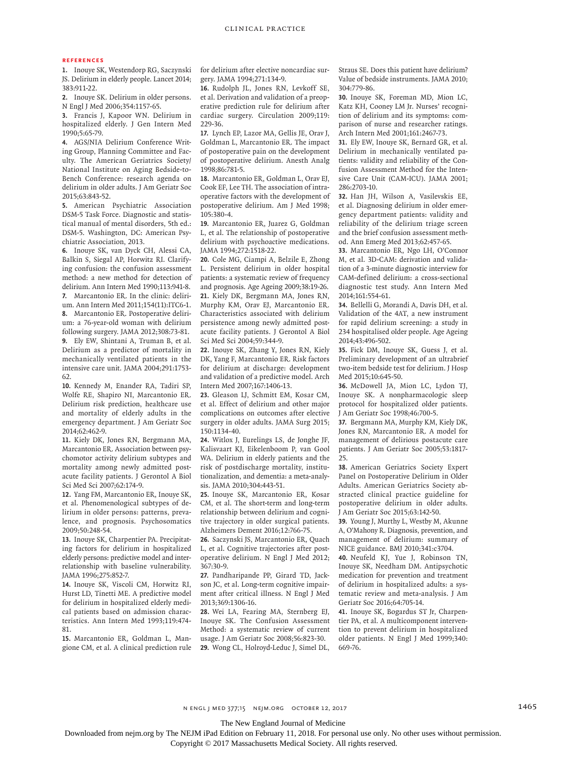## REFERENCES

1. Inouye SK, Westendorp RG, Saczynski JS. Delirium in elderly people. Lancet 2014; 383:911-22.
2. Inouye SK. Delirium in older persons. N Engl J Med 2006;354:1157-65.
3. Francis J, Kapoor WN. Delirium in hospitalized elderly. J Gen Intern Med 1990;5:65-79.
4. AGS/NIA Delirium Conference Writing Group, Planning Committee and Faculty. The American Geriatrics Society/National Institute on Aging Bedside-to-Bench Conference: research agenda on delirium in older adults. J Am Geriatr Soc 2015;63:843-52.
5. American Psychiatric Association DSM-5 Task Force. Diagnostic and statistical manual of mental disorders, 5th ed.: DSM-5. Washington, DC: American Psychiatric Association, 2013.
6. Inouye SK, van Dyck CH, Alessi CA, Balkin S, Siegal AP, Horwitz RI. Clarifying confusion: the confusion assessment method: a new method for detection of delirium. Ann Intern Med 1990;113:941-8.
7. Marcantonio ER. In the clinic: delirium. Ann Intern Med 2011;154(11):ITC6-1.
8. Marcantonio ER. Postoperative delirium: a 76-year-old woman with delirium following surgery. JAMA 2012;308:73-81.
9. Ely EW, Shintani A, Truman B, et al. Delirium as a predictor of mortality in mechanically ventilated patients in the intensive care unit. JAMA 2004;291:1753-62.
10. Kennedy M, Enander RA, Tadiri SP, Wolfe RE, Shapiro NI, Marcantonio ER. Delirium risk prediction, healthcare use and mortality of elderly adults in the emergency department. J Am Geriatr Soc 2014;62:462-9.
11. Kiely DK, Jones RN, Bergmann MA, Marcantonio ER. Association between psychomotor activity delirium subtypes and mortality among newly admitted postacute facility patients. J Gerontol A Biol Sci Med Sci 2007;62:174-9.
12. Yang FM, Marcantonio ER, Inouye SK, et al. Phenomenological subtypes of delirium in older persons: patterns, prevalence, and prognosis. Psychosomatics 2009;50:248-54.
13. Inouye SK, Charpentier PA. Precipitating factors for delirium in hospitalized elderly persons: predictive model and interrelationship with baseline vulnerability. JAMA 1996;275:852-7.
14. Inouye SK, Viscoli CM, Horwitz RI, Hurst LD, Tinetti ME. A predictive model for delirium in hospitalized elderly medical patients based on admission characteristics. Ann Intern Med 1993;119:474-81.
15. Marcantonio ER, Goldman L, Mangione CM, et al. A clinical prediction rule for delirium after elective noncardiac surgery. JAMA 1994;271:134-9.
16. Rudolph JL, Jones RN, Levkoff SE, et al. Derivation and validation of a preoperative prediction rule for delirium after cardiac surgery. Circulation 2009;119:229-36.
17. Lynch EP, Lazor MA, Gellis JE, Orav J, Goldman L, Marcantonio ER. The impact of postoperative pain on the development of postoperative delirium. Anesth Analg 1998;86:781-5.
18. Marcantonio ER, Goldman L, Orav EJ, Cook EF, Lee TH. The association of intraoperative factors with the development of postoperative delirium. Am J Med 1998; 105:380-4.
19. Marcantonio ER, Juarez G, Goldman L, et al. The relationship of postoperative delirium with psychoactive medications. JAMA 1994;272:1518-22.
20. Cole MG, Ciampi A, Belzile E, Zhong L. Persistent delirium in older hospital patients: a systematic review of frequency and prognosis. Age Ageing 2009;38:19-26.
21. Kiely DK, Bergmann MA, Jones RN, Murphy KM, Orav EJ, Marcantonio ER. Characteristics associated with delirium persistence among newly admitted postacute facility patients. J Gerontol A Biol Sci Med Sci 2004;59:344-9.
22. Inouye SK, Zhang Y, Jones RN, Kiely DK, Yang F, Marcantonio ER. Risk factors for delirium at discharge: development and validation of a predictive model. Arch Intern Med 2007;167:1406-13.
23. Gleason LJ, Schmitt EM, Kosar CM, et al. Effect of delirium and other major complications on outcomes after elective surgery in older adults. JAMA Surg 2015; 150:1134-40.
24. Witlox J, Eurelings LS, de Jonghe JF, Kalisvaart KJ, Eikelenboom P, van Gool WA. Delirium in elderly patients and the risk of postdischarge mortality, institutionalization, and dementia: a meta-analysis. JAMA 2010;304:443-51.
25. Inouye SK, Marcantonio ER, Kosar CM, et al. The short-term and long-term relationship between delirium and cognitive trajectory in older surgical patients. Alzheimers Dement 2016;12:766-75.
26. Saczynski JS, Marcantonio ER, Quach L, et al. Cognitive trajectories after postoperative delirium. N Engl J Med 2012; 367:30-9.
27. Pandharipande PP, Girard TD, Jackson JC, et al. Long-term cognitive impairment after critical illness. N Engl J Med 2013;369:1306-16.
28. Wei LA, Fearing MA, Sternberg EJ, Inouye SK. The Confusion Assessment Method: a systematic review of current usage. J Am Geriatr Soc 2008;56:823-30.
29. Wong CL, Holroyd-Leduc J, Simel DL, Straus SE. Does this patient have delirium? Value of bedside instruments. JAMA 2010; 304:779-86.
30. Inouye SK, Foreman MD, Mion LC, Katz KH, Cooney LM Jr. Nurses' recognition of delirium and its symptoms: comparison of nurse and researcher ratings. Arch Intern Med 2001;161:2467-73.
31. Ely EW, Inouye SK, Bernard GR, et al. Delirium in mechanically ventilated patients: validity and reliability of the Confusion Assessment Method for the Intensive Care Unit (CAM-ICU). JAMA 2001; 286:2703-10.
32. Han JH, Wilson A, Vasilevskis EE, et al. Diagnosing delirium in older emergency department patients: validity and reliability of the delirium triage screen and the brief confusion assessment method. Ann Emerg Med 2013;62:457-65.
33. Marcantonio ER, Ngo LH, O'Connor M, et al. 3D-CAM: derivation and validation of a 3-minute diagnostic interview for CAM-defined delirium: a cross-sectional diagnostic test study. Ann Intern Med 2014;161:554-61.
34. Bellelli G, Morandi A, Davis DH, et al. Validation of the 4AT, a new instrument for rapid delirium screening: a study in 234 hospitalised older people. Age Ageing 2014;43:496-502.
35. Fick DM, Inouye SK, Guess J, et al. Preliminary development of an ultrabrief two-item bedside test for delirium. J Hosp Med 2015;10:645-50.
36. McDowell JA, Mion LC, Lydon TJ, Inouye SK. A nonpharmacologic sleep protocol for hospitalized older patients. J Am Geriatr Soc 1998;46:700-5.
37. Bergmann MA, Murphy KM, Kiely DK, Jones RN, Marcantonio ER. A model for management of delirious postacute care patients. J Am Geriatr Soc 2005;53:1817-25.
38. American Geriatrics Society Expert Panel on Postoperative Delirium in Older Adults. American Geriatrics Society abstracted clinical practice guideline for postoperative delirium in older adults. J Am Geriatr Soc 2015;63:142-50.
39. Young J, Murthy L, Westby M, Akunne A, O'Mahony R. Diagnosis, prevention, and management of delirium: summary of NICE guidance. BMJ 2010;341:c3704.
40. Neufeld KJ, Yue J, Robinson TN, Inouye SK, Needham DM. Antipsychotic medication for prevention and treatment of delirium in hospitalized adults: a systematic review and meta-analysis. J Am Geriatr Soc 2016;64:705-14.
41. Inouye SK, Bogardus ST Jr, Charpentier PA, et al. A multicomponent intervention to prevent delirium in hospitalized older patients. N Engl J Med 1999;340: 669-76.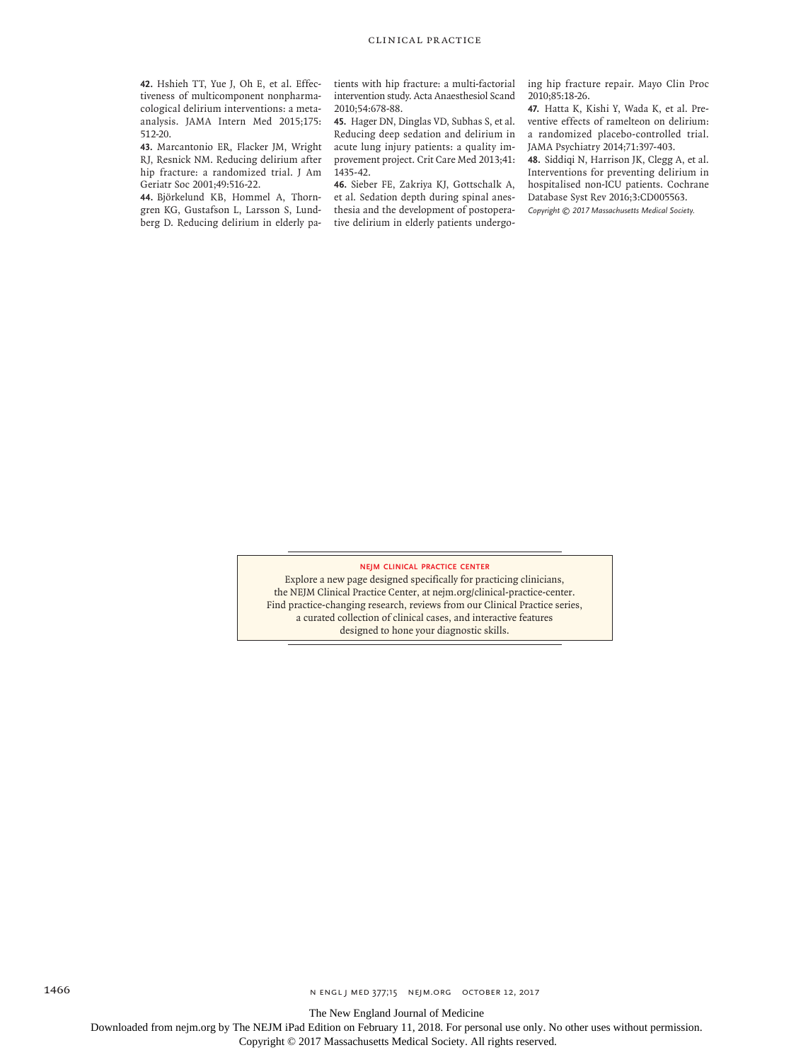42. Hshieh TT, Yue J, Oh E, et al. Effectiveness of multicomponent nonpharmacological delirium interventions: a meta-analysis. JAMA Intern Med 2015;175:512-20.

43. Marcantonio ER, Flacker JM, Wright RJ, Resnick NM. Reducing delirium after hip fracture: a randomized trial. J Am Geriatr Soc 2001;49:516-22.

44. Björkelund KB, Hommel A, Thorngren KG, Gustafson L, Larsson S, Lundberg D. Reducing delirium in elderly patients with hip fracture: a multi-factorial intervention study. Acta Anaesthesiol Scand 2010;54:678-88.

45. Hager DN, Dinglas VD, Subhas S, et al. Reducing deep sedation and delirium in acute lung injury patients: a quality improvement project. Crit Care Med 2013;41:1435-42.

46. Sieber FE, Zakriya KJ, Gottschalk A, et al. Sedation depth during spinal anesthesia and the development of postoperative delirium in elderly patients undergoing hip fracture repair. Mayo Clin Proc 2010;85:18-26.

47. Hatta K, Kishi Y, Wada K, et al. Preventive effects of ramelteon on delirium: a randomized placebo-controlled trial. JAMA Psychiatry 2014;71:397-403.

48. Siddiqi N, Harrison JK, Clegg A, et al. Interventions for preventing delirium in hospitalised non-ICU patients. Cochrane Database Syst Rev 2016;3:CD005563.

*Copyright © 2017 Massachusetts Medical Society.*

**NEJM CLINICAL PRACTICE CENTER**

Explore a new page designed specifically for practicing clinicians, the NEJM Clinical Practice Center, at nejm.org/clinical-practice-center. Find practice-changing research, reviews from our Clinical Practice series, a curated collection of clinical cases, and interactive features designed to hone your diagnostic skills.